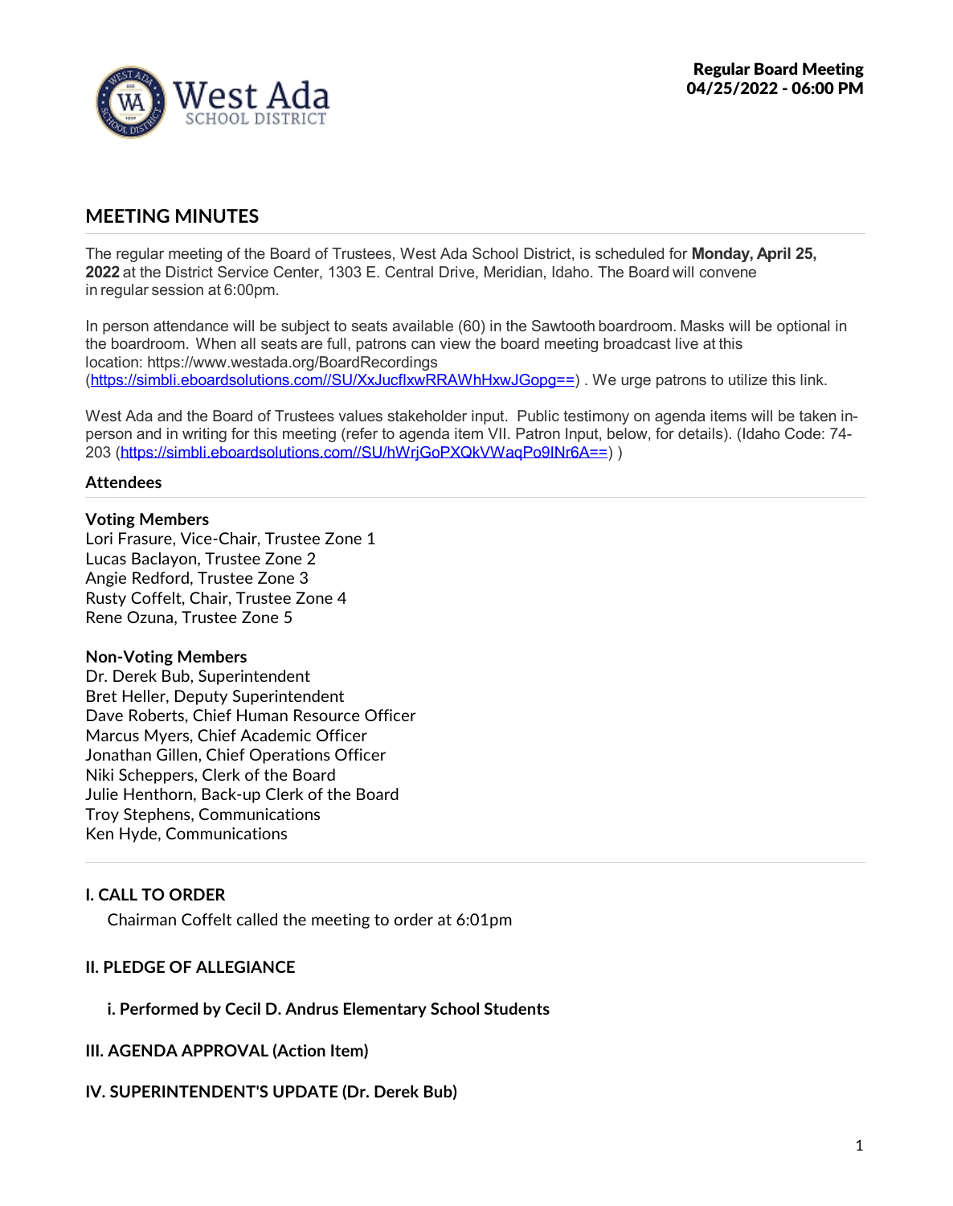Regular Board Meeting
04/25/2022 - 06:00 PM

## MEETING MINUTES

The regular meeting of the Board of Trustees, West Ada School District, is scheduled for **Monday, April 25, 2022** at the District Service Center, 1303 E. Central Drive, Meridian, Idaho. The Board will convene in regular session at 6:00pm.

In person attendance will be subject to seats available (60) in the Sawtooth boardroom. Masks will be optional in the boardroom. When all seats are full, patrons can view the board meeting broadcast live at this location: https://www.westada.org/BoardRecordings (https://simbli.eboardsolutions.com//SU/XxJucfIxwRRAWhHxwJGopg==) . We urge patrons to utilize this link.

West Ada and the Board of Trustees values stakeholder input. Public testimony on agenda items will be taken in-person and in writing for this meeting (refer to agenda item VII. Patron Input, below, for details). (Idaho Code: 74-203 (https://simbli.eboardsolutions.com//SU/hWrjGoPXQkVWaqPo9INr6A==) )

### Attendees

**Voting Members**
Lori Frasure, Vice-Chair, Trustee Zone 1
Lucas Baclayon, Trustee Zone 2
Angie Redford, Trustee Zone 3
Rusty Coffelt, Chair, Trustee Zone 4
Rene Ozuna, Trustee Zone 5

**Non-Voting Members**
Dr. Derek Bub, Superintendent
Bret Heller, Deputy Superintendent
Dave Roberts, Chief Human Resource Officer
Marcus Myers, Chief Academic Officer
Jonathan Gillen, Chief Operations Officer
Niki Scheppers, Clerk of the Board
Julie Henthorn, Back-up Clerk of the Board
Troy Stephens, Communications
Ken Hyde, Communications

### I. CALL TO ORDER

Chairman Coffelt called the meeting to order at 6:01pm

### II. PLEDGE OF ALLEGIANCE

**i. Performed by Cecil D. Andrus Elementary School Students**

### III. AGENDA APPROVAL (Action Item)

### IV. SUPERINTENDENT'S UPDATE (Dr. Derek Bub)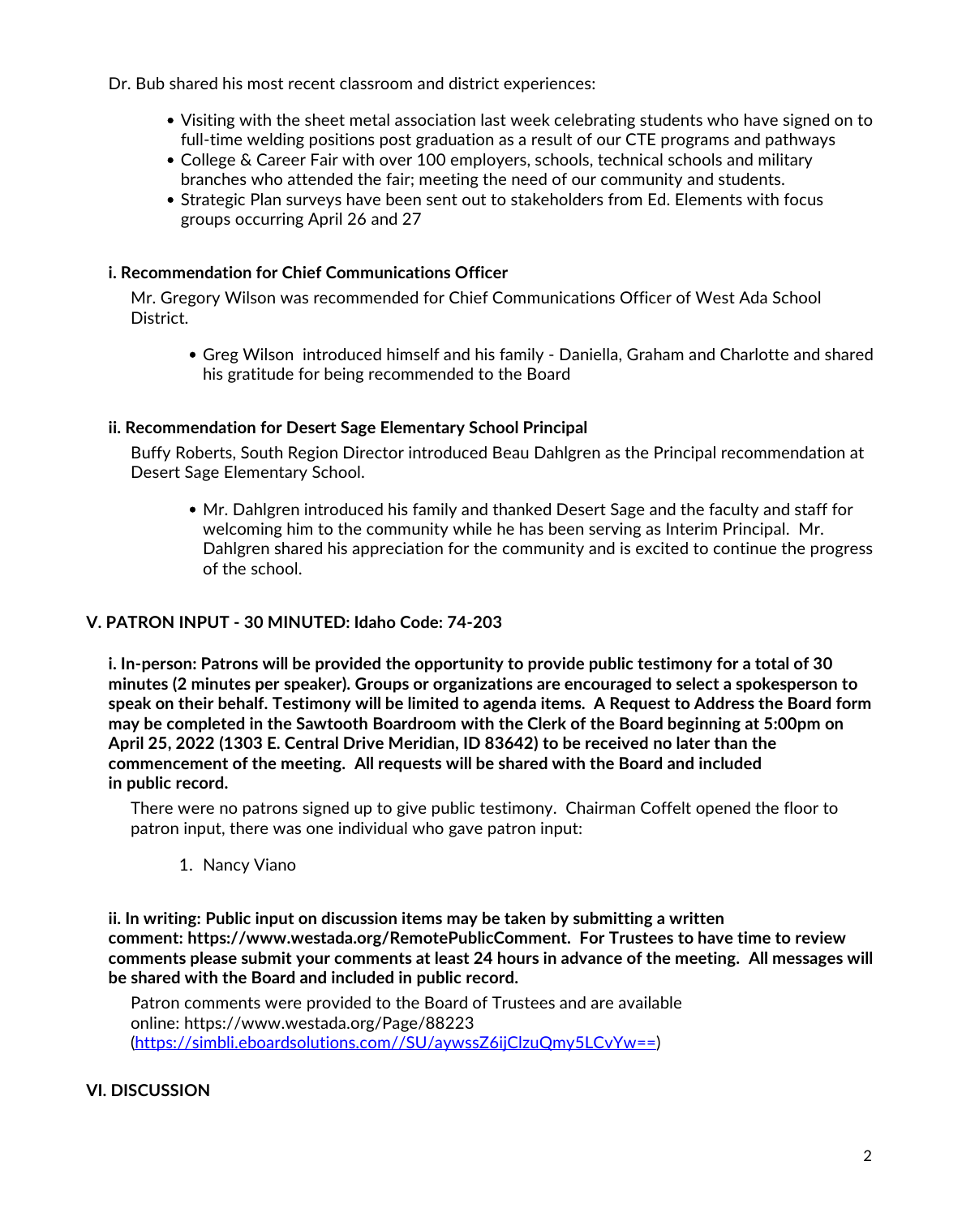Dr. Bub shared his most recent classroom and district experiences:

- Visiting with the sheet metal association last week celebrating students who have signed on to full-time welding positions post graduation as a result of our CTE programs and pathways
- College & Career Fair with over 100 employers, schools, technical schools and military branches who attended the fair; meeting the need of our community and students.
- Strategic Plan surveys have been sent out to stakeholders from Ed. Elements with focus groups occurring April 26 and 27

**i. Recommendation for Chief Communications Officer**

Mr. Gregory Wilson was recommended for Chief Communications Officer of West Ada School District.

- Greg Wilson introduced himself and his family - Daniella, Graham and Charlotte and shared his gratitude for being recommended to the Board

**ii. Recommendation for Desert Sage Elementary School Principal**

Buffy Roberts, South Region Director introduced Beau Dahlgren as the Principal recommendation at Desert Sage Elementary School.

- Mr. Dahlgren introduced his family and thanked Desert Sage and the faculty and staff for welcoming him to the community while he has been serving as Interim Principal. Mr. Dahlgren shared his appreciation for the community and is excited to continue the progress of the school.

## V. PATRON INPUT - 30 MINUTED: Idaho Code: 74-203

**i. In-person: Patrons will be provided the opportunity to provide public testimony for a total of 30 minutes (2 minutes per speaker). Groups or organizations are encouraged to select a spokesperson to speak on their behalf. Testimony will be limited to agenda items. A Request to Address the Board form may be completed in the Sawtooth Boardroom with the Clerk of the Board beginning at 5:00pm on April 25, 2022 (1303 E. Central Drive Meridian, ID 83642) to be received no later than the commencement of the meeting. All requests will be shared with the Board and included in public record.**

There were no patrons signed up to give public testimony. Chairman Coffelt opened the floor to patron input, there was one individual who gave patron input:

1. Nancy Viano

**ii. In writing: Public input on discussion items may be taken by submitting a written comment: https://www.westada.org/RemotePublicComment. For Trustees to have time to review comments please submit your comments at least 24 hours in advance of the meeting. All messages will be shared with the Board and included in public record.**

Patron comments were provided to the Board of Trustees and are available online: https://www.westada.org/Page/88223 (https://simbli.eboardsolutions.com//SU/aywssZ6ijClzuQmy5LCvYw==)

## VI. DISCUSSION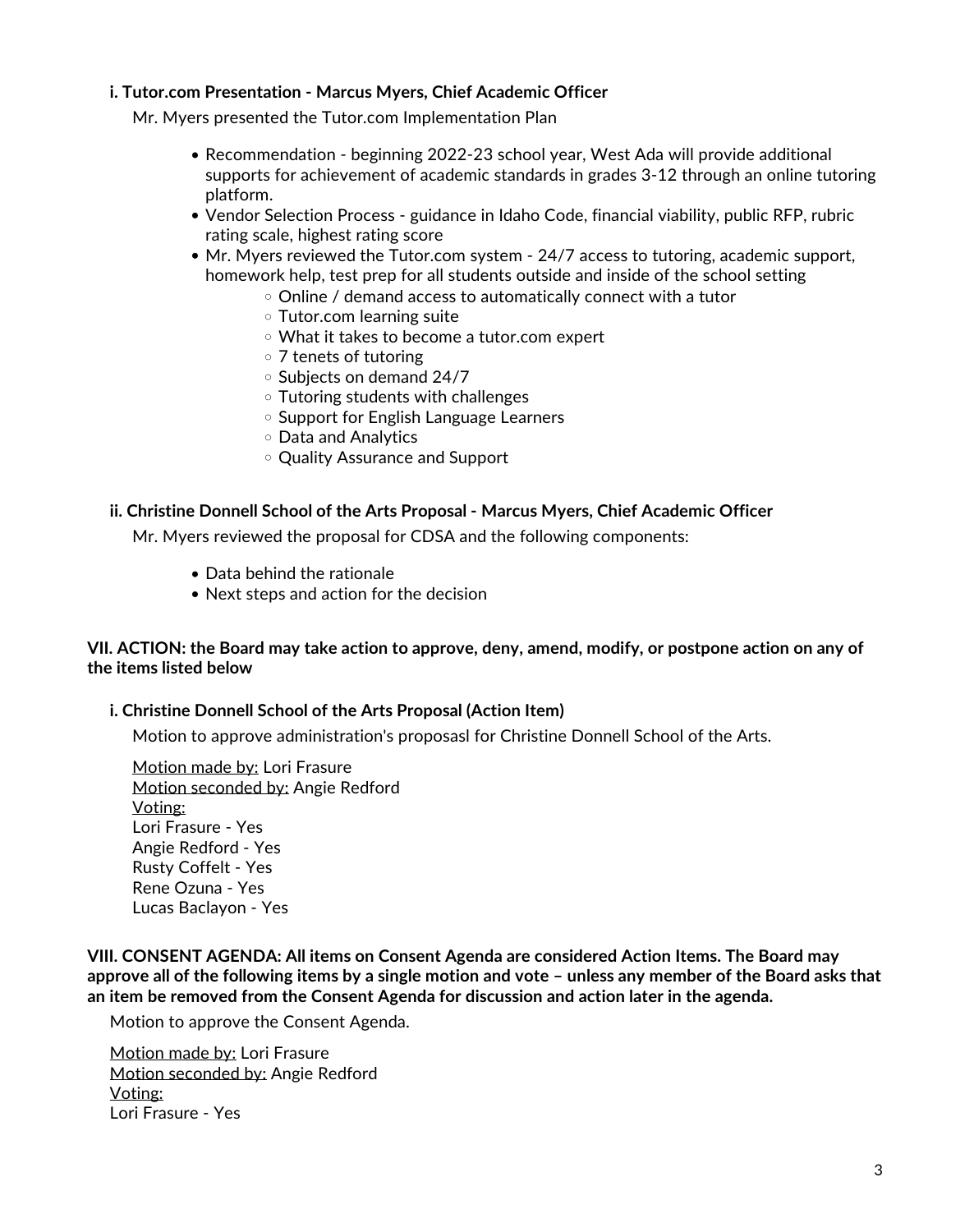### i. Tutor.com Presentation - Marcus Myers, Chief Academic Officer

Mr. Myers presented the Tutor.com Implementation Plan

- Recommendation - beginning 2022-23 school year, West Ada will provide additional supports for achievement of academic standards in grades 3-12 through an online tutoring platform.
- Vendor Selection Process - guidance in Idaho Code, financial viability, public RFP, rubric rating scale, highest rating score
- Mr. Myers reviewed the Tutor.com system - 24/7 access to tutoring, academic support, homework help, test prep for all students outside and inside of the school setting
  - Online / demand access to automatically connect with a tutor
  - Tutor.com learning suite
  - What it takes to become a tutor.com expert
  - 7 tenets of tutoring
  - Subjects on demand 24/7
  - Tutoring students with challenges
  - Support for English Language Learners
  - Data and Analytics
  - Quality Assurance and Support

### ii. Christine Donnell School of the Arts Proposal - Marcus Myers, Chief Academic Officer

Mr. Myers reviewed the proposal for CDSA and the following components:

- Data behind the rationale
- Next steps and action for the decision

## VII. ACTION: the Board may take action to approve, deny, amend, modify, or postpone action on any of the items listed below

### i. Christine Donnell School of the Arts Proposal (Action Item)

Motion to approve administration's proposasl for Christine Donnell School of the Arts.

Motion made by: Lori Frasure
Motion seconded by: Angie Redford
Voting:
Lori Frasure - Yes
Angie Redford - Yes
Rusty Coffelt - Yes
Rene Ozuna - Yes
Lucas Baclayon - Yes

## VIII. CONSENT AGENDA: All items on Consent Agenda are considered Action Items. The Board may approve all of the following items by a single motion and vote – unless any member of the Board asks that an item be removed from the Consent Agenda for discussion and action later in the agenda.

Motion to approve the Consent Agenda.

Motion made by: Lori Frasure
Motion seconded by: Angie Redford
Voting:
Lori Frasure - Yes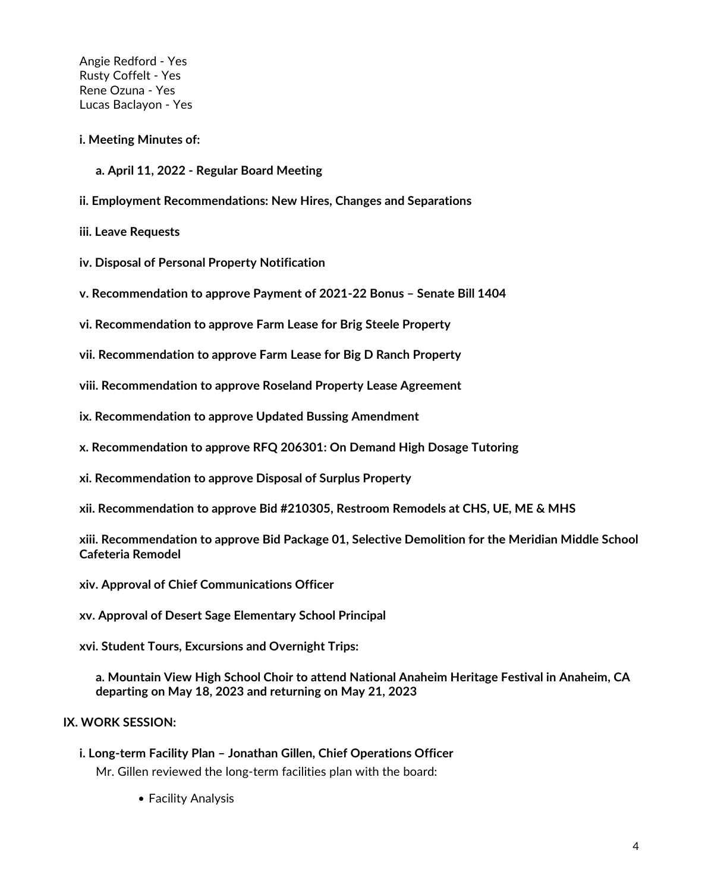Angie Redford - Yes
Rusty Coffelt - Yes
Rene Ozuna - Yes
Lucas Baclayon - Yes

**i. Meeting Minutes of:**

**a. April 11, 2022 - Regular Board Meeting**

**ii. Employment Recommendations: New Hires, Changes and Separations**

**iii. Leave Requests**

**iv. Disposal of Personal Property Notification**

**v. Recommendation to approve Payment of 2021-22 Bonus – Senate Bill 1404**

**vi. Recommendation to approve Farm Lease for Brig Steele Property**

**vii. Recommendation to approve Farm Lease for Big D Ranch Property**

**viii. Recommendation to approve Roseland Property Lease Agreement**

**ix. Recommendation to approve Updated Bussing Amendment**

**x. Recommendation to approve RFQ 206301: On Demand High Dosage Tutoring**

**xi. Recommendation to approve Disposal of Surplus Property**

**xii. Recommendation to approve Bid #210305, Restroom Remodels at CHS, UE, ME & MHS**

**xiii. Recommendation to approve Bid Package 01, Selective Demolition for the Meridian Middle School Cafeteria Remodel**

**xiv. Approval of Chief Communications Officer**

**xv. Approval of Desert Sage Elementary School Principal**

**xvi. Student Tours, Excursions and Overnight Trips:**

**a. Mountain View High School Choir to attend National Anaheim Heritage Festival in Anaheim, CA departing on May 18, 2023 and returning on May 21, 2023**

**IX. WORK SESSION:**

**i. Long-term Facility Plan – Jonathan Gillen, Chief Operations Officer**

Mr. Gillen reviewed the long-term facilities plan with the board:

- Facility Analysis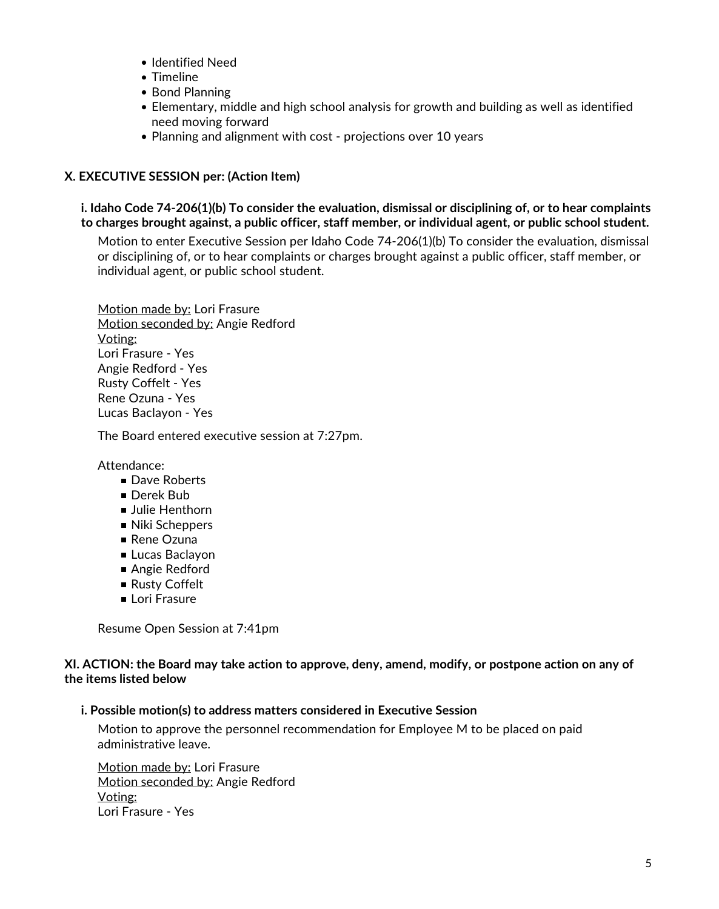- Identified Need
- Timeline
- Bond Planning
- Elementary, middle and high school analysis for growth and building as well as identified need moving forward
- Planning and alignment with cost - projections over 10 years

### X. EXECUTIVE SESSION per: (Action Item)

#### i. Idaho Code 74-206(1)(b) To consider the evaluation, dismissal or disciplining of, or to hear complaints to charges brought against, a public officer, staff member, or individual agent, or public school student.

Motion to enter Executive Session per Idaho Code 74-206(1)(b) To consider the evaluation, dismissal or disciplining of, or to hear complaints or charges brought against a public officer, staff member, or individual agent, or public school student.

Motion made by: Lori Frasure
Motion seconded by: Angie Redford
Voting:
Lori Frasure - Yes
Angie Redford - Yes
Rusty Coffelt - Yes
Rene Ozuna - Yes
Lucas Baclayon - Yes

The Board entered executive session at 7:27pm.

Attendance:

- Dave Roberts
- Derek Bub
- Julie Henthorn
- Niki Scheppers
- Rene Ozuna
- Lucas Baclayon
- Angie Redford
- Rusty Coffelt
- Lori Frasure

Resume Open Session at 7:41pm

### XI. ACTION: the Board may take action to approve, deny, amend, modify, or postpone action on any of the items listed below

#### i. Possible motion(s) to address matters considered in Executive Session

Motion to approve the personnel recommendation for Employee M to be placed on paid administrative leave.

Motion made by: Lori Frasure
Motion seconded by: Angie Redford
Voting:
Lori Frasure - Yes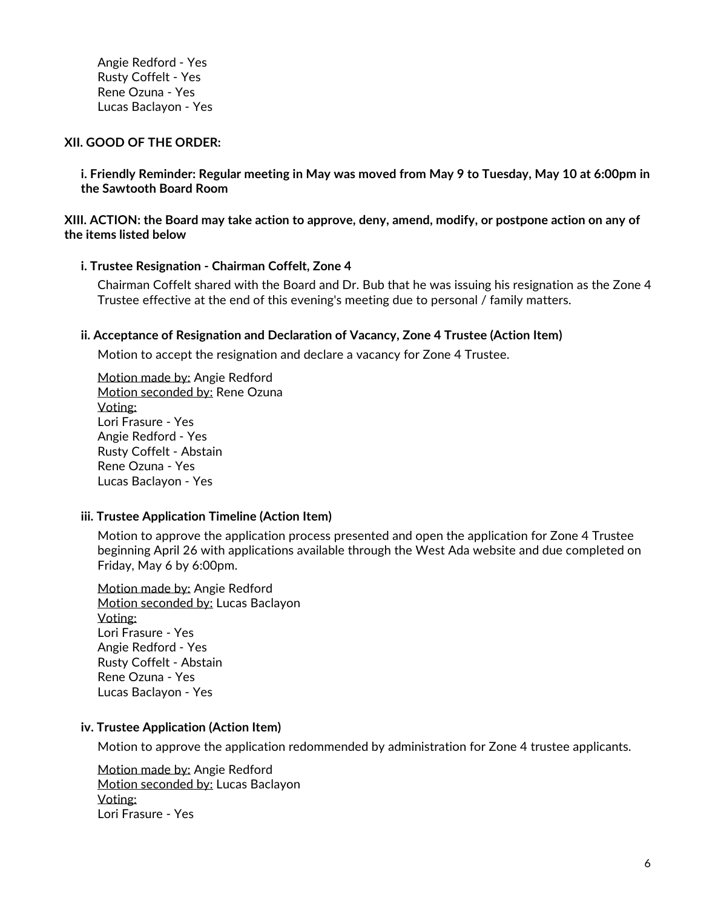Angie Redford - Yes
Rusty Coffelt - Yes
Rene Ozuna - Yes
Lucas Baclayon - Yes

### XII. GOOD OF THE ORDER:

**i. Friendly Reminder: Regular meeting in May was moved from May 9 to Tuesday, May 10 at 6:00pm in the Sawtooth Board Room**

### XIII. ACTION: the Board may take action to approve, deny, amend, modify, or postpone action on any of the items listed below

**i. Trustee Resignation - Chairman Coffelt, Zone 4**

Chairman Coffelt shared with the Board and Dr. Bub that he was issuing his resignation as the Zone 4 Trustee effective at the end of this evening's meeting due to personal / family matters.

**ii. Acceptance of Resignation and Declaration of Vacancy, Zone 4 Trustee (Action Item)**

Motion to accept the resignation and declare a vacancy for Zone 4 Trustee.

<u>Motion made by:</u> Angie Redford
<u>Motion seconded by:</u> Rene Ozuna
<u>Voting:</u>
Lori Frasure - Yes
Angie Redford - Yes
Rusty Coffelt - Abstain
Rene Ozuna - Yes
Lucas Baclayon - Yes

**iii. Trustee Application Timeline (Action Item)**

Motion to approve the application process presented and open the application for Zone 4 Trustee beginning April 26 with applications available through the West Ada website and due completed on Friday, May 6 by 6:00pm.

<u>Motion made by:</u> Angie Redford
<u>Motion seconded by:</u> Lucas Baclayon
<u>Voting:</u>
Lori Frasure - Yes
Angie Redford - Yes
Rusty Coffelt - Abstain
Rene Ozuna - Yes
Lucas Baclayon - Yes

**iv. Trustee Application (Action Item)**

Motion to approve the application redommended by administration for Zone 4 trustee applicants.

<u>Motion made by:</u> Angie Redford
<u>Motion seconded by:</u> Lucas Baclayon
<u>Voting:</u>
Lori Frasure - Yes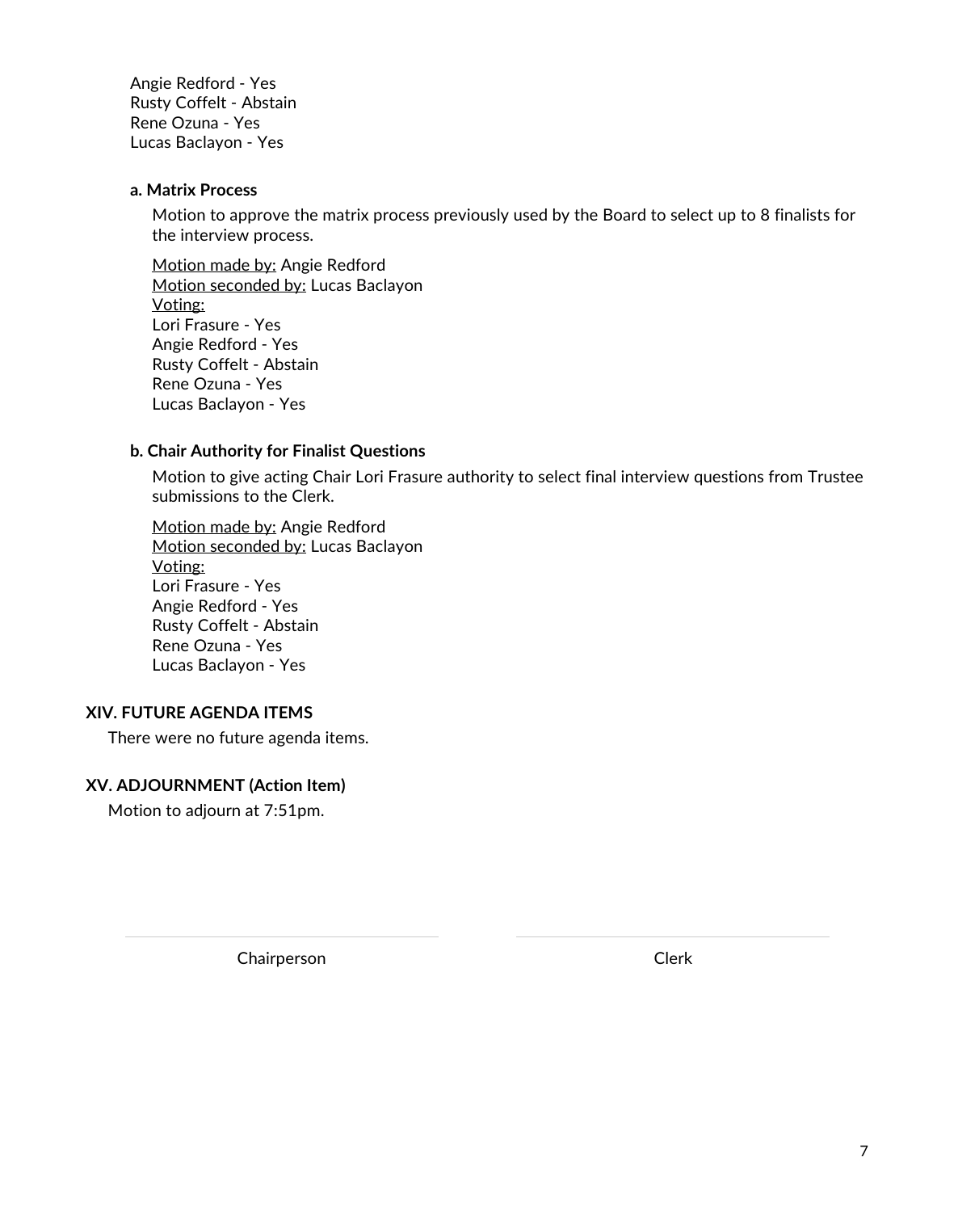Angie Redford - Yes
Rusty Coffelt - Abstain
Rene Ozuna - Yes
Lucas Baclayon - Yes

**a. Matrix Process**

Motion to approve the matrix process previously used by the Board to select up to 8 finalists for the interview process.

Motion made by: Angie Redford
Motion seconded by: Lucas Baclayon
Voting:
Lori Frasure - Yes
Angie Redford - Yes
Rusty Coffelt - Abstain
Rene Ozuna - Yes
Lucas Baclayon - Yes

**b. Chair Authority for Finalist Questions**

Motion to give acting Chair Lori Frasure authority to select final interview questions from Trustee submissions to the Clerk.

Motion made by: Angie Redford
Motion seconded by: Lucas Baclayon
Voting:
Lori Frasure - Yes
Angie Redford - Yes
Rusty Coffelt - Abstain
Rene Ozuna - Yes
Lucas Baclayon - Yes

## XIV. FUTURE AGENDA ITEMS

There were no future agenda items.

## XV. ADJOURNMENT (Action Item)

Motion to adjourn at 7:51pm.

Chairperson

Clerk